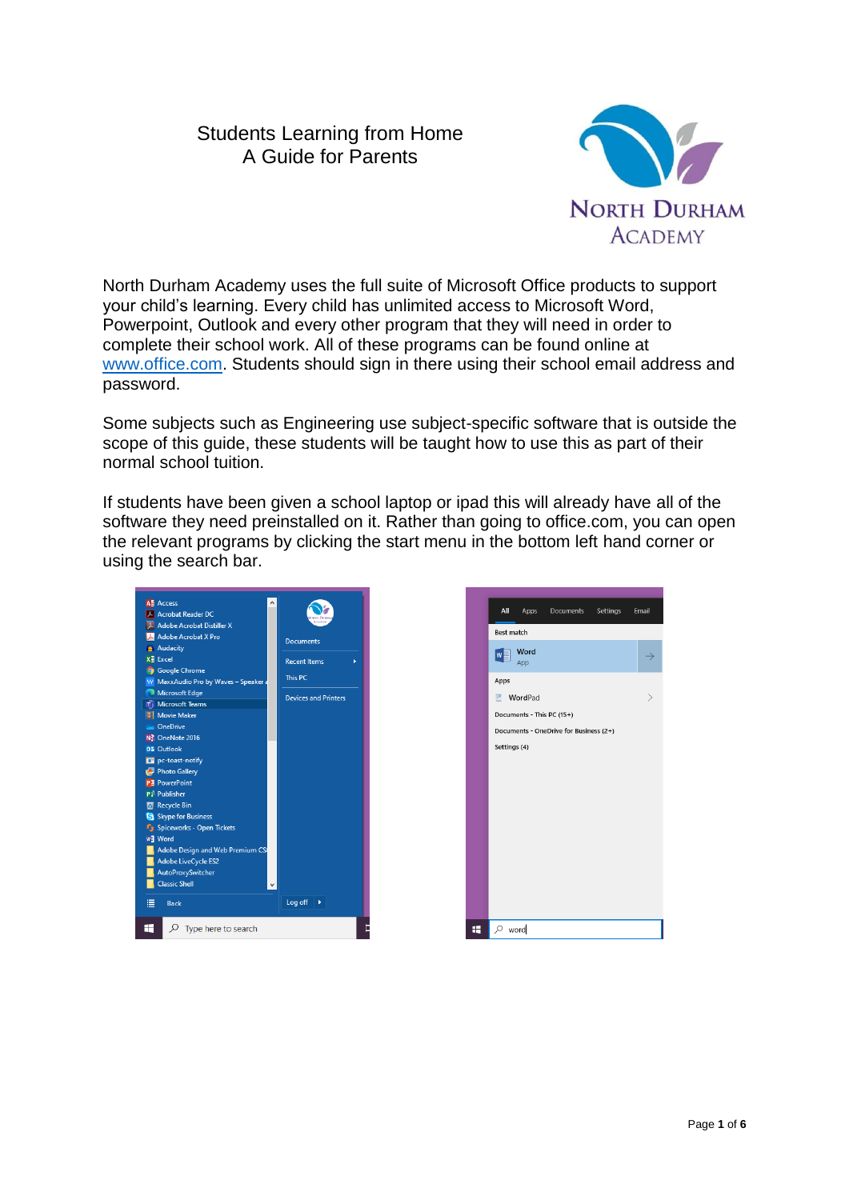# Students Learning from Home
## A Guide for Parents

North Durham Academy

North Durham Academy uses the full suite of Microsoft Office products to support your child's learning. Every child has unlimited access to Microsoft Word, Powerpoint, Outlook and every other program that they will need in order to complete their school work. All of these programs can be found online at www.office.com. Students should sign in there using their school email address and password.

Some subjects such as Engineering use subject-specific software that is outside the scope of this guide, these students will be taught how to use this as part of their normal school tuition.

If students have been given a school laptop or ipad this will already have all of the software they need preinstalled on it. Rather than going to office.com, you can open the relevant programs by clicking the start menu in the bottom left hand corner or using the search bar.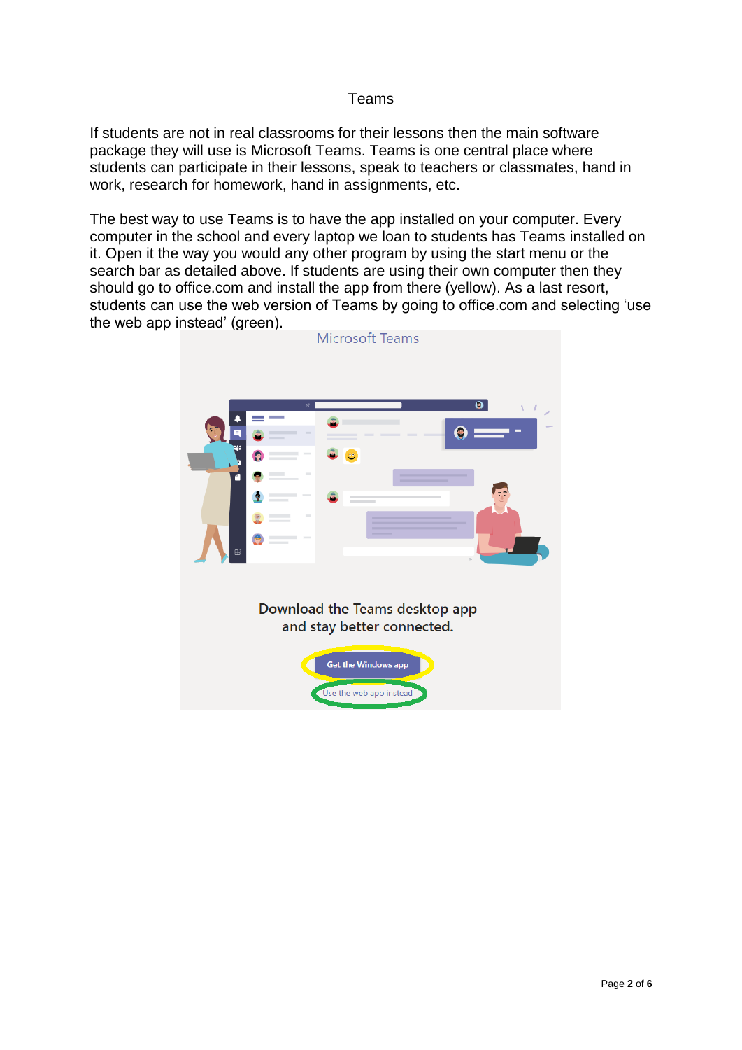# Teams

If students are not in real classrooms for their lessons then the main software package they will use is Microsoft Teams. Teams is one central place where students can participate in their lessons, speak to teachers or classmates, hand in work, research for homework, hand in assignments, etc.

The best way to use Teams is to have the app installed on your computer. Every computer in the school and every laptop we loan to students has Teams installed on it. Open it the way you would any other program by using the start menu or the search bar as detailed above. If students are using their own computer then they should go to office.com and install the app from there (yellow). As a last resort, students can use the web version of Teams by going to office.com and selecting 'use the web app instead' (green).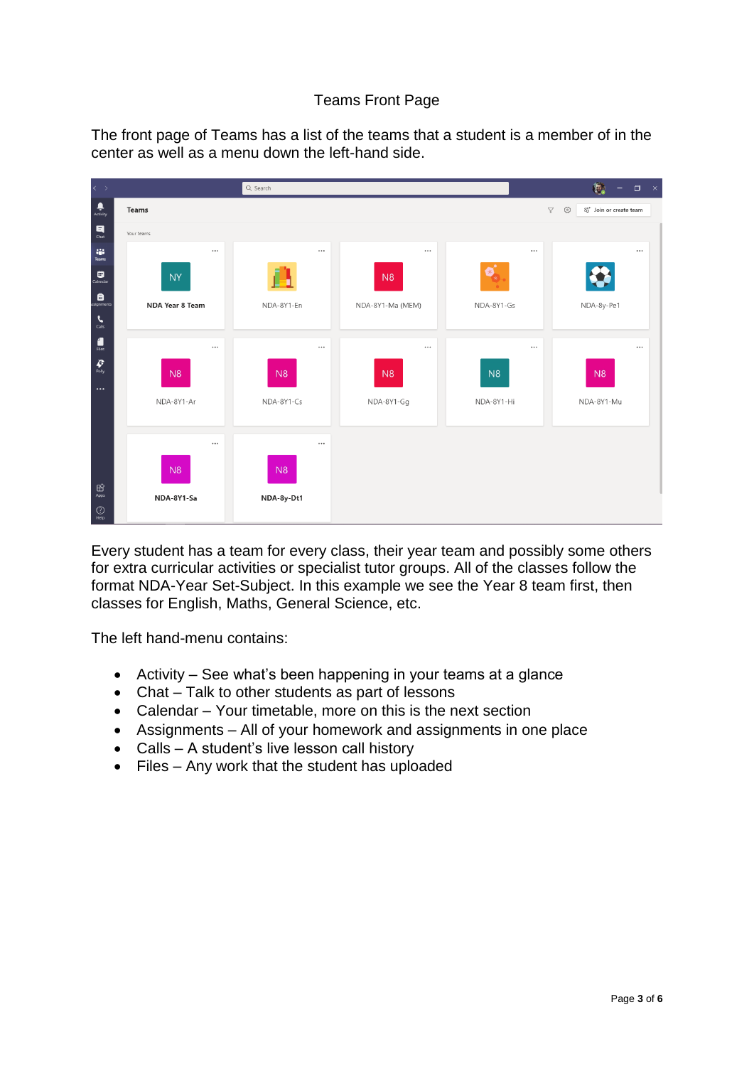# Teams Front Page

The front page of Teams has a list of the teams that a student is a member of in the center as well as a menu down the left-hand side.

Every student has a team for every class, their year team and possibly some others for extra curricular activities or specialist tutor groups. All of the classes follow the format NDA-Year Set-Subject. In this example we see the Year 8 team first, then classes for English, Maths, General Science, etc.

The left hand-menu contains:

- Activity – See what's been happening in your teams at a glance
- Chat – Talk to other students as part of lessons
- Calendar – Your timetable, more on this is the next section
- Assignments – All of your homework and assignments in one place
- Calls – A student's live lesson call history
- Files – Any work that the student has uploaded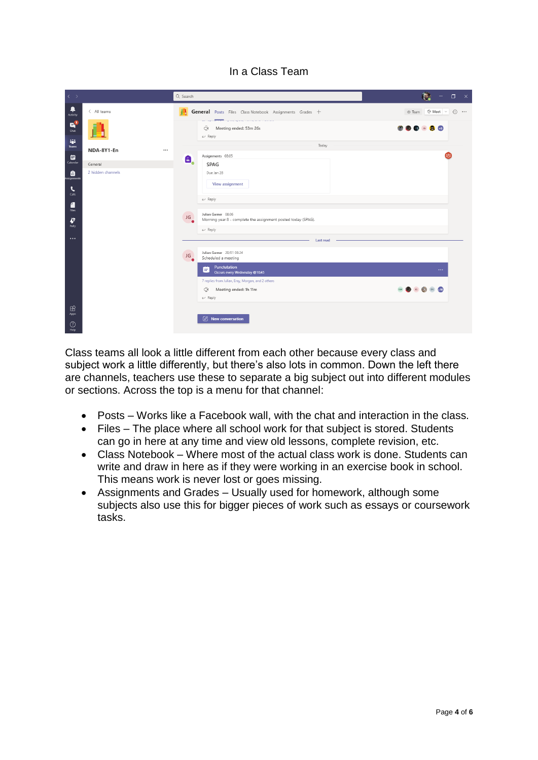In a Class Team

Class teams all look a little different from each other because every class and subject work a little differently, but there's also lots in common. Down the left there are channels, teachers use these to separate a big subject out into different modules or sections. Across the top is a menu for that channel:

- Posts – Works like a Facebook wall, with the chat and interaction in the class.
- Files – The place where all school work for that subject is stored. Students can go in here at any time and view old lessons, complete revision, etc.
- Class Notebook – Where most of the actual class work is done. Students can write and draw in here as if they were working in an exercise book in school. This means work is never lost or goes missing.
- Assignments and Grades – Usually used for homework, although some subjects also use this for bigger pieces of work such as essays or coursework tasks.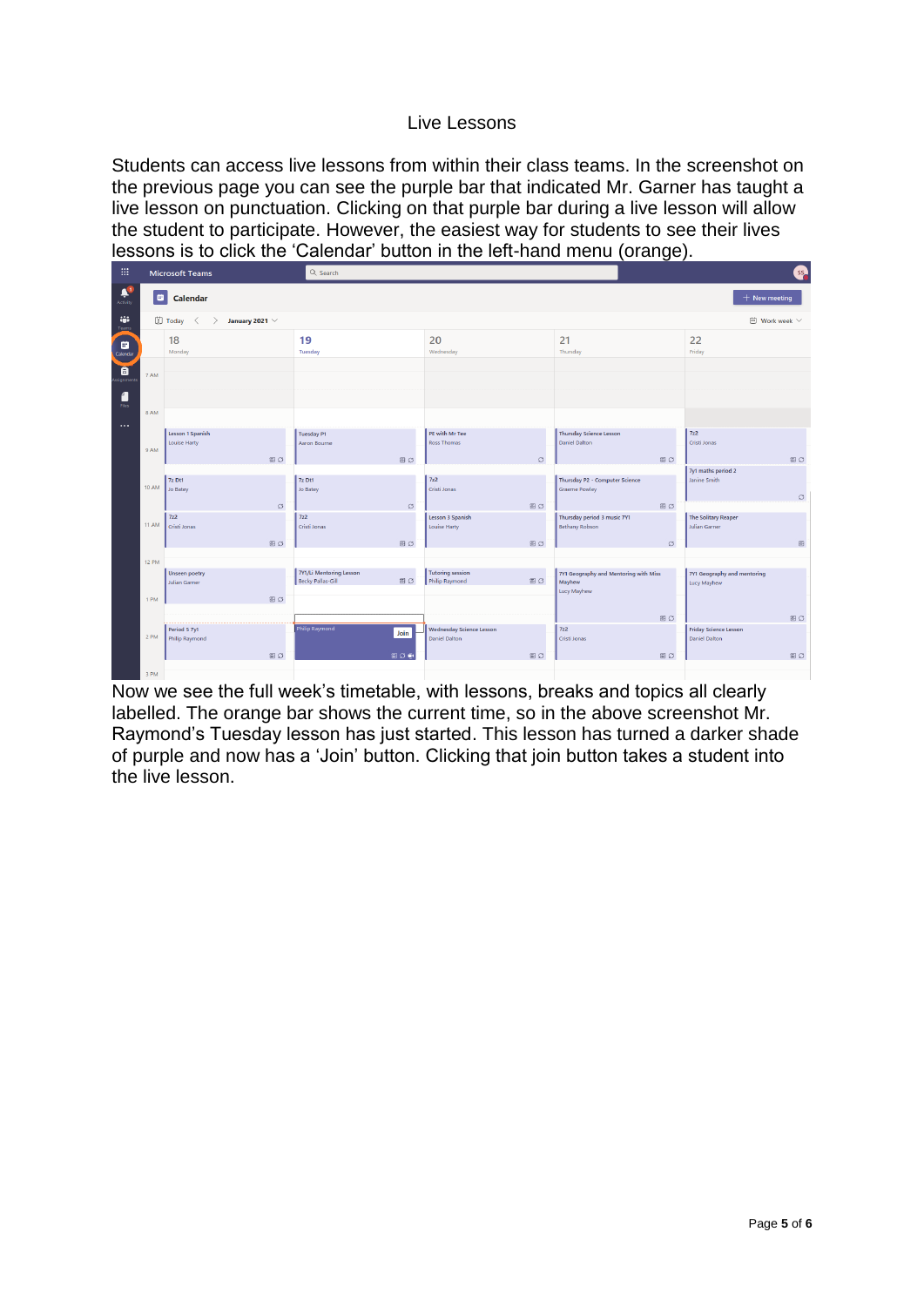# Live Lessons

Students can access live lessons from within their class teams. In the screenshot on the previous page you can see the purple bar that indicated Mr. Garner has taught a live lesson on punctuation. Clicking on that purple bar during a live lesson will allow the student to participate. However, the easiest way for students to see their lives lessons is to click the 'Calendar' button in the left-hand menu (orange).

Now we see the full week's timetable, with lessons, breaks and topics all clearly labelled. The orange bar shows the current time, so in the above screenshot Mr. Raymond's Tuesday lesson has just started. This lesson has turned a darker shade of purple and now has a 'Join' button. Clicking that join button takes a student into the live lesson.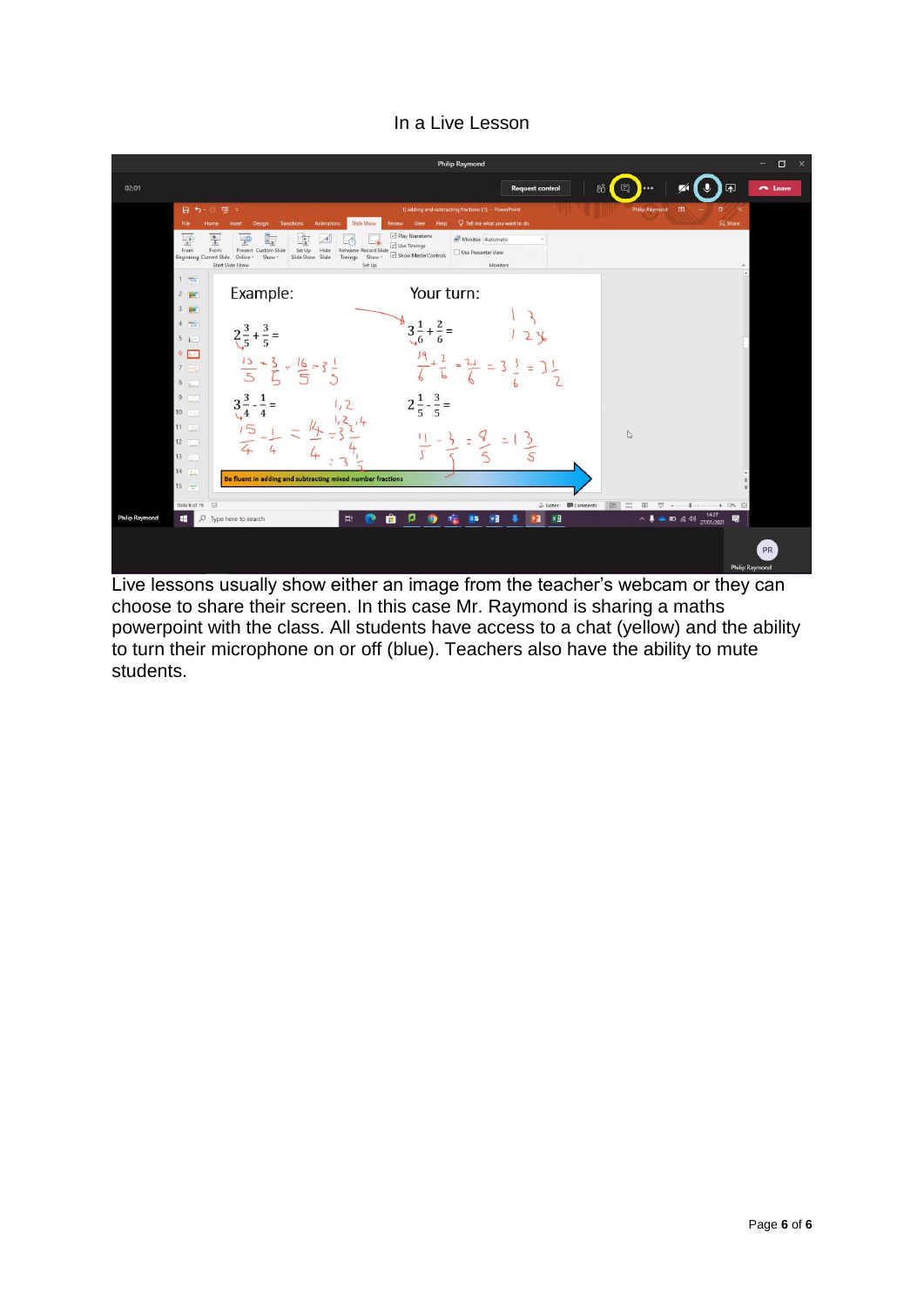In a Live Lesson

Live lessons usually show either an image from the teacher's webcam or they can choose to share their screen. In this case Mr. Raymond is sharing a maths powerpoint with the class. All students have access to a chat (yellow) and the ability to turn their microphone on or off (blue). Teachers also have the ability to mute students.